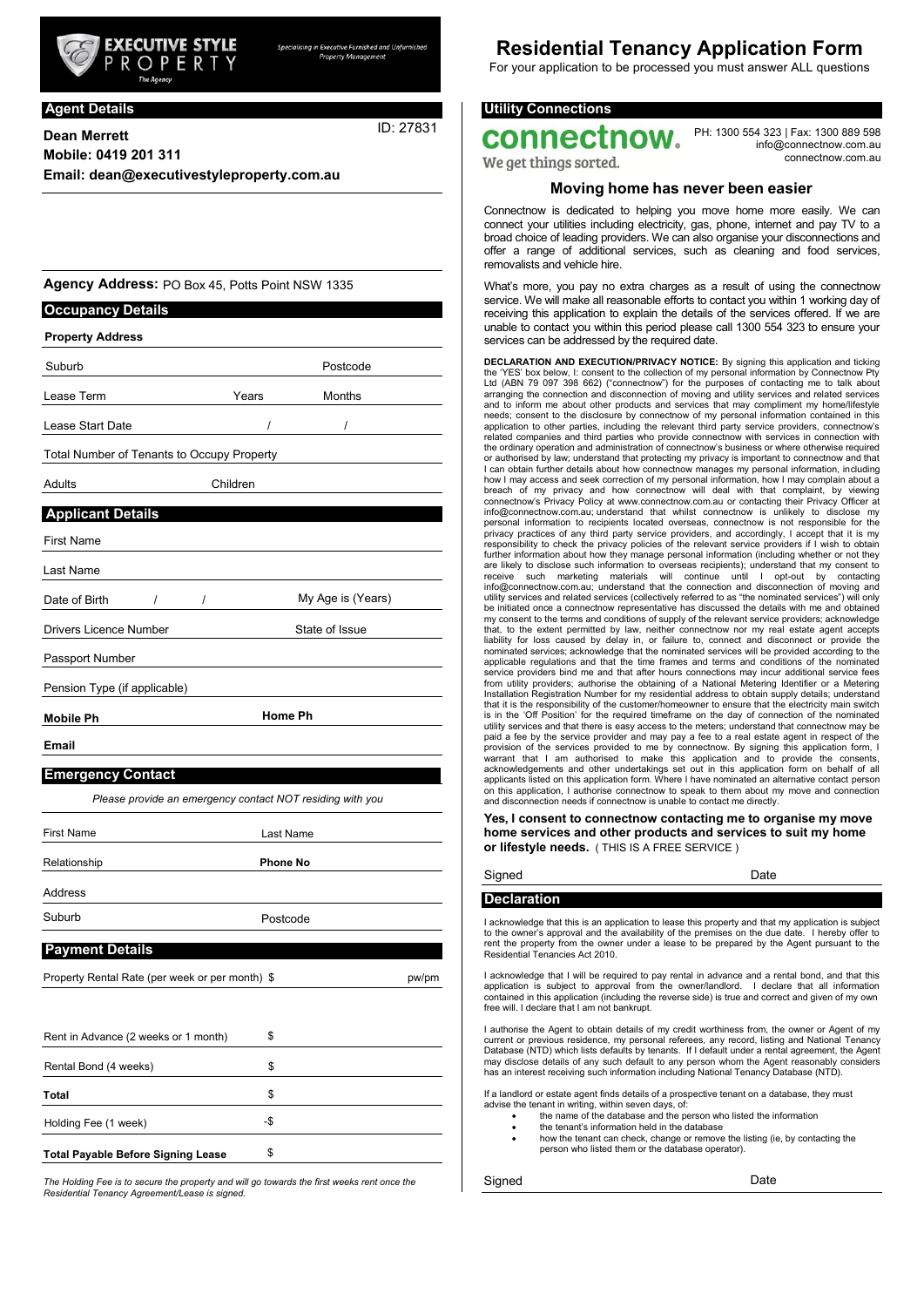EXECUTIVE STYLE PROPERTY

The Agency

Specialising in Executive Furnished and Unfurnished Property Management

# Residential Tenancy Application Form

For your application to be processed you must answer ALL questions

## Agent Details

**Dean Merrett** ID: 27831

**Mobile: 0419 201 311**

**Email: dean@executivestyleproperty.com.au**

**Agency Address:** PO Box 45, Potts Point NSW 1335

## Occupancy Details

**Property Address**

Suburb Postcode

Lease Term Years Months

Lease Start Date / /

Total Number of Tenants to Occupy Property

Adults Children

## Applicant Details

First Name

Last Name

Date of Birth / / My Age is (Years)

Drivers Licence Number State of Issue

Passport Number

Pension Type (if applicable)

**Mobile Ph** **Home Ph**

**Email**

## Emergency Contact

*Please provide an emergency contact NOT residing with you*

First Name Last Name

Relationship **Phone No**

Address

Suburb Postcode

## Payment Details

| | | |
|---|---|---|
| Property Rental Rate (per week or per month) | $ | pw/pm |
| Rent in Advance (2 weeks or 1 month) | $ | |
| Rental Bond (4 weeks) | $ | |
| **Total** | $ | |
| Holding Fee (1 week) | -$ | |
| **Total Payable Before Signing Lease** | $ | |

*The Holding Fee is to secure the property and will go towards the first weeks rent once the Residential Tenancy Agreement/Lease is signed.*

## Utility Connections

connectnow. We get things sorted.

PH: 1300 554 323 | Fax: 1300 889 598
info@connectnow.com.au
connectnow.com.au

### Moving home has never been easier

Connectnow is dedicated to helping you move home more easily. We can connect your utilities including electricity, gas, phone, internet and pay TV to a broad choice of leading providers. We can also organise your disconnections and offer a range of additional services, such as cleaning and food services, removalists and vehicle hire.

What's more, you pay no extra charges as a result of using the connectnow service. We will make all reasonable efforts to contact you within 1 working day of receiving this application to explain the details of the services offered. If we are unable to contact you within this period please call 1300 554 323 to ensure your services can be addressed by the required date.

**DECLARATION AND EXECUTION/PRIVACY NOTICE:** By signing this application and ticking the 'YES' box below, I: consent to the collection of my personal information by Connectnow Pty Ltd (ABN 79 097 398 662) ("connectnow") for the purposes of contacting me to talk about arranging the connection and disconnection of moving and utility services and related services and to inform me about other products and services that may compliment my home/lifestyle needs; consent to the disclosure by connectnow of my personal information contained in this application to other parties, including the relevant third party service providers, connectnow's related companies and third parties who provide connectnow with services in connection with the ordinary operation and administration of connectnow's business or where otherwise required or authorised by law; understand that protecting my privacy is important to connectnow and that I can obtain further details about how connectnow manages my personal information, including how I may access and seek correction of my personal information, how I may complain about a breach of my privacy and how connectnow will deal with that complaint, by viewing connectnow's Privacy Policy at www.connectnow.com.au or contacting their Privacy Officer at info@connectnow.com.au; understand that whilst connectnow is unlikely to disclose my personal information to recipients located overseas, connectnow is not responsible for the privacy practices of any third party service providers, and accordingly, I accept that it is my responsibility to check the privacy policies of the relevant service providers if I wish to obtain further information about how they manage personal information (including whether or not they are likely to disclose such information to overseas recipients); understand that my consent to receive such marketing materials will continue until I opt-out by contacting info@connectnow.com.au; understand that the connection and disconnection of moving and utility services and related services (collectively referred to as "the nominated services") will only be initiated once a connectnow representative has discussed the details with me and obtained my consent to the terms and conditions of supply of the relevant service providers; acknowledge that, to the extent permitted by law, neither connectnow nor my real estate agent accepts liability for loss caused by delay in, or failure to, connect and disconnect or provide the nominated services; acknowledge that the nominated services will be provided according to the applicable regulations and that the time frames and terms and conditions of the nominated service providers bind me and that after hours connections may incur additional service fees from utility providers; authorise the obtaining of a National Metering Identifier or a Metering Installation Registration Number for my residential address to obtain supply details; understand that it is the responsibility of the customer/homeowner to ensure that the electricity main switch is in the 'Off Position' for the required timeframe on the day of connection of the nominated utility services and that there is easy access to the meters; understand that connectnow may be paid a fee by the service provider and may pay a fee to a real estate agent in respect of the provision of the services provided to me by connectnow. By signing this application form, I warrant that I am authorised to make this application and to provide the consents, acknowledgements and other undertakings set out in this application form on behalf of all applicants listed on this application form. Where I have nominated an alternative contact person on this application, I authorise connectnow to speak to them about my move and connection and disconnection needs if connectnow is unable to contact me directly.

**Yes, I consent to connectnow contacting me to organise my move home services and other products and services to suit my home or lifestyle needs.** ( THIS IS A FREE SERVICE )

Signed Date

## Declaration

I acknowledge that this is an application to lease this property and that my application is subject to the owner's approval and the availability of the premises on the due date. I hereby offer to rent the property from the owner under a lease to be prepared by the Agent pursuant to the Residential Tenancies Act 2010.

I acknowledge that I will be required to pay rental in advance and a rental bond, and that this application is subject to approval from the owner/landlord. I declare that all information contained in this application (including the reverse side) is true and correct and given of my own free will. I declare that I am not bankrupt.

I authorise the Agent to obtain details of my credit worthiness from, the owner or Agent of my current or previous residence, my personal referees, any record, listing and National Tenancy Database (NTD) which lists defaults by tenants. If I default under a rental agreement, the Agent may disclose details of any such default to any person whom the Agent reasonably considers has an interest receiving such information including National Tenancy Database (NTD).

If a landlord or estate agent finds details of a prospective tenant on a database, they must advise the tenant in writing, within seven days, of:

- the name of the database and the person who listed the information
- the tenant's information held in the database
- how the tenant can check, change or remove the listing (ie, by contacting the person who listed them or the database operator).

Signed Date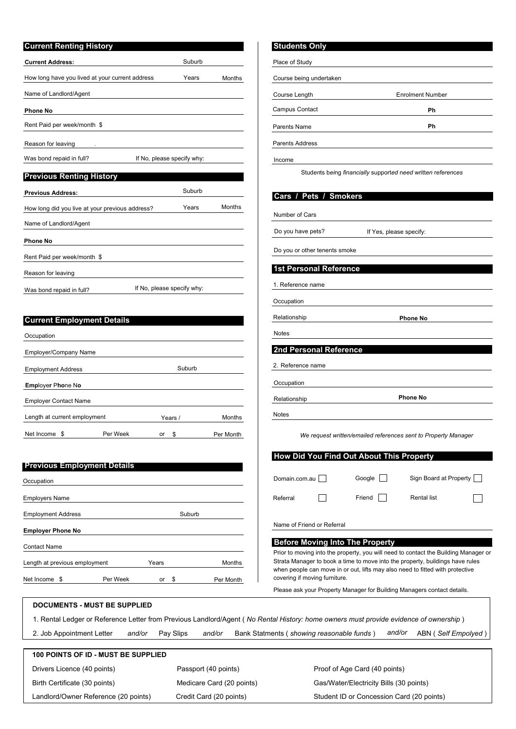## Current Renting History

**Current Address:** Suburb

How long have you lived at your current address Years Months

Name of Landlord/Agent

**Phone No**

Rent Paid per week/month $

Reason for leaving .

Was bond repaid in full? If No, please specify why:

## Previous Renting History

**Previous Address:** Suburb

How long did you live at your previous address? Years Months

Name of Landlord/Agent

**Phone No**

Rent Paid per week/month $

Reason for leaving

Was bond repaid in full? If No, please specify why:

## Current Employment Details

Occupation

Employer/Company Name

Employment Address Suburb

**Employer Phone No**

Employer Contact Name

Length at current employment Years / Months

Net Income $ Per Week or $ Per Month

## Previous Employment Details

Occupation

Employers Name

Employment Address Suburb

**Employer Phone No**

Contact Name

Length at previous employment Years Months

Net Income $ Per Week or $ Per Month

## Students Only

Place of Study

Course being undertaken

Course Length Enrolment Number

Campus Contact **Ph**

Parents Name **Ph**

Parents Address

Income

*Students being financially supported need written references*

## Cars / Pets / Smokers

Number of Cars

Do you have pets? If Yes, please specify:

Do you or other tenents smoke

## 1st Personal Reference

1. Reference name

Occupation

Relationship **Phone No**

Notes

## 2nd Personal Reference

2. Reference name

Occupation

Relationship **Phone No**

Notes

*We request written/emailed references sent to Property Manager*

## How Did You Find Out About This Property

Domain.com.au ☐ Google ☐ Sign Board at Property ☐

Referral ☐ Friend ☐ Rental list ☐

Name of Friend or Referral

## Before Moving Into The Property

Prior to moving into the property, you will need to contact the Building Manager or Strata Manager to book a time to move into the property, buildings have rules when people can move in or out, lifts may also need to fitted with protective covering if moving furniture.

Please ask your Property Manager for Building Managers contact details.

**DOCUMENTS - MUST BE SUPPLIED**

1. Rental Ledger or Reference Letter from Previous Landlord/Agent ( *No Rental History: home owners must provide evidence of ownership* )
2. Job Appointment Letter *and/or* Pay Slips *and/or* Bank Statments ( *showing reasonable funds* ) *and/or* ABN ( *Self Empolyed* )

**100 POINTS OF ID - MUST BE SUPPLIED**

| | | |
|---|---|---|
| Drivers Licence (40 points) | Passport (40 points) | Proof of Age Card (40 points) |
| Birth Certificate (30 points) | Medicare Card (20 points) | Gas/Water/Electricity Bills (30 points) |
| Landlord/Owner Reference (20 points) | Credit Card (20 points) | Student ID or Concession Card (20 points) |